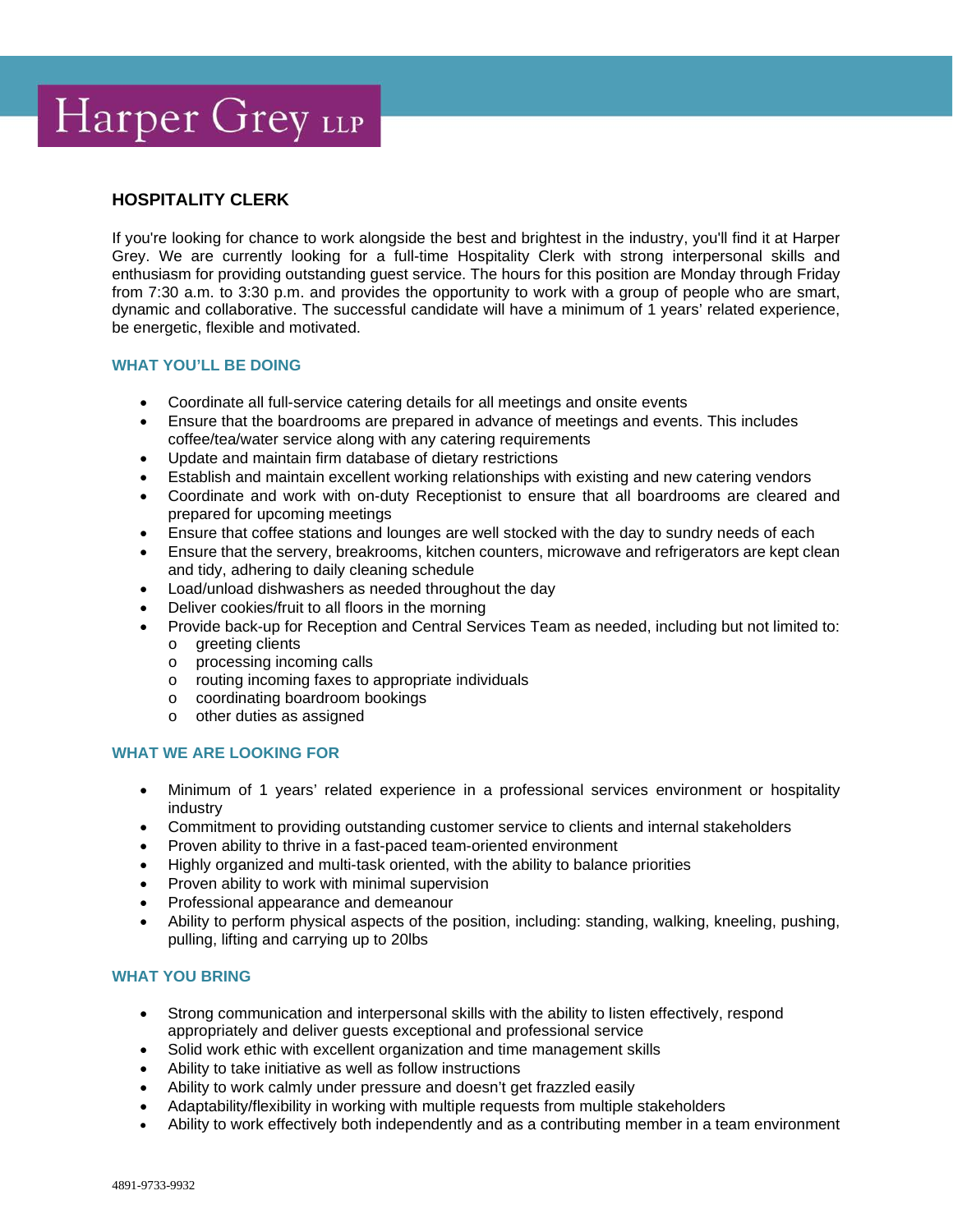Harper Grey LLP

# HOSPITALITY CLERK

If you're looking for chance to work alongside the best and brightest in the industry, you'll find it at Harper Grey. We are currently looking for a full-time Hospitality Clerk with strong interpersonal skills and enthusiasm for providing outstanding guest service. The hours for this position are Monday through Friday from 7:30 a.m. to 3:30 p.m. and provides the opportunity to work with a group of people who are smart, dynamic and collaborative. The successful candidate will have a minimum of 1 years' related experience, be energetic, flexible and motivated.

## WHAT YOU'LL BE DOING

- Coordinate all full-service catering details for all meetings and onsite events
- Ensure that the boardrooms are prepared in advance of meetings and events. This includes coffee/tea/water service along with any catering requirements
- Update and maintain firm database of dietary restrictions
- Establish and maintain excellent working relationships with existing and new catering vendors
- Coordinate and work with on-duty Receptionist to ensure that all boardrooms are cleared and prepared for upcoming meetings
- Ensure that coffee stations and lounges are well stocked with the day to sundry needs of each
- Ensure that the servery, breakrooms, kitchen counters, microwave and refrigerators are kept clean and tidy, adhering to daily cleaning schedule
- Load/unload dishwashers as needed throughout the day
- Deliver cookies/fruit to all floors in the morning
- Provide back-up for Reception and Central Services Team as needed, including but not limited to:
  - greeting clients
  - processing incoming calls
  - routing incoming faxes to appropriate individuals
  - coordinating boardroom bookings
  - other duties as assigned

## WHAT WE ARE LOOKING FOR

- Minimum of 1 years' related experience in a professional services environment or hospitality industry
- Commitment to providing outstanding customer service to clients and internal stakeholders
- Proven ability to thrive in a fast-paced team-oriented environment
- Highly organized and multi-task oriented, with the ability to balance priorities
- Proven ability to work with minimal supervision
- Professional appearance and demeanour
- Ability to perform physical aspects of the position, including: standing, walking, kneeling, pushing, pulling, lifting and carrying up to 20lbs

## WHAT YOU BRING

- Strong communication and interpersonal skills with the ability to listen effectively, respond appropriately and deliver guests exceptional and professional service
- Solid work ethic with excellent organization and time management skills
- Ability to take initiative as well as follow instructions
- Ability to work calmly under pressure and doesn't get frazzled easily
- Adaptability/flexibility in working with multiple requests from multiple stakeholders
- Ability to work effectively both independently and as a contributing member in a team environment

4891-9733-9932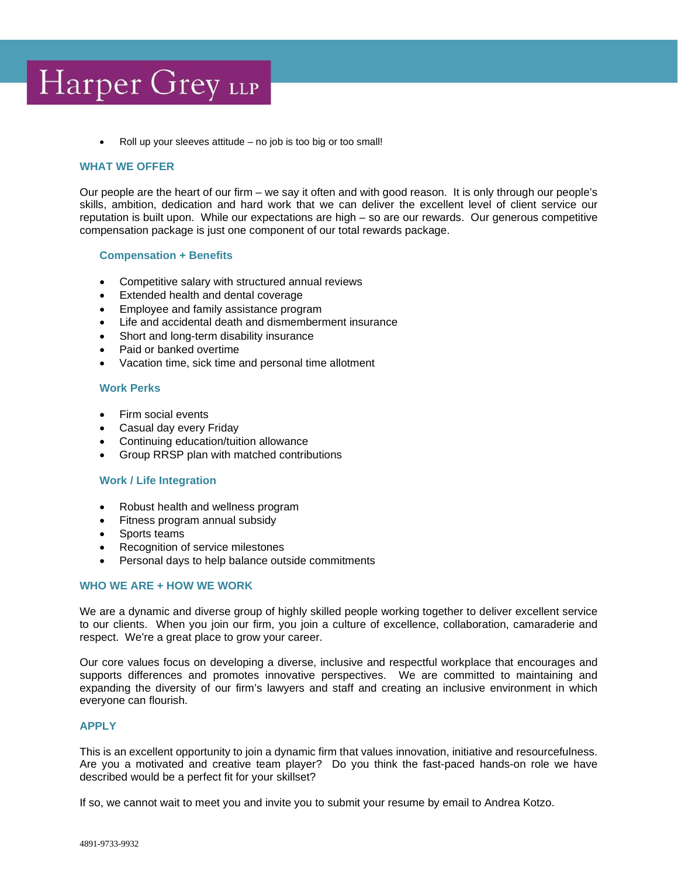- Roll up your sleeves attitude – no job is too big or too small!

## WHAT WE OFFER

Our people are the heart of our firm – we say it often and with good reason. It is only through our people's skills, ambition, dedication and hard work that we can deliver the excellent level of client service our reputation is built upon. While our expectations are high – so are our rewards. Our generous competitive compensation package is just one component of our total rewards package.

### Compensation + Benefits

- Competitive salary with structured annual reviews
- Extended health and dental coverage
- Employee and family assistance program
- Life and accidental death and dismemberment insurance
- Short and long-term disability insurance
- Paid or banked overtime
- Vacation time, sick time and personal time allotment

### Work Perks

- Firm social events
- Casual day every Friday
- Continuing education/tuition allowance
- Group RRSP plan with matched contributions

### Work / Life Integration

- Robust health and wellness program
- Fitness program annual subsidy
- Sports teams
- Recognition of service milestones
- Personal days to help balance outside commitments

## WHO WE ARE + HOW WE WORK

We are a dynamic and diverse group of highly skilled people working together to deliver excellent service to our clients. When you join our firm, you join a culture of excellence, collaboration, camaraderie and respect. We're a great place to grow your career.

Our core values focus on developing a diverse, inclusive and respectful workplace that encourages and supports differences and promotes innovative perspectives. We are committed to maintaining and expanding the diversity of our firm's lawyers and staff and creating an inclusive environment in which everyone can flourish.

## APPLY

This is an excellent opportunity to join a dynamic firm that values innovation, initiative and resourcefulness. Are you a motivated and creative team player? Do you think the fast-paced hands-on role we have described would be a perfect fit for your skillset?

If so, we cannot wait to meet you and invite you to submit your resume by email to Andrea Kotzo.

4891-9733-9932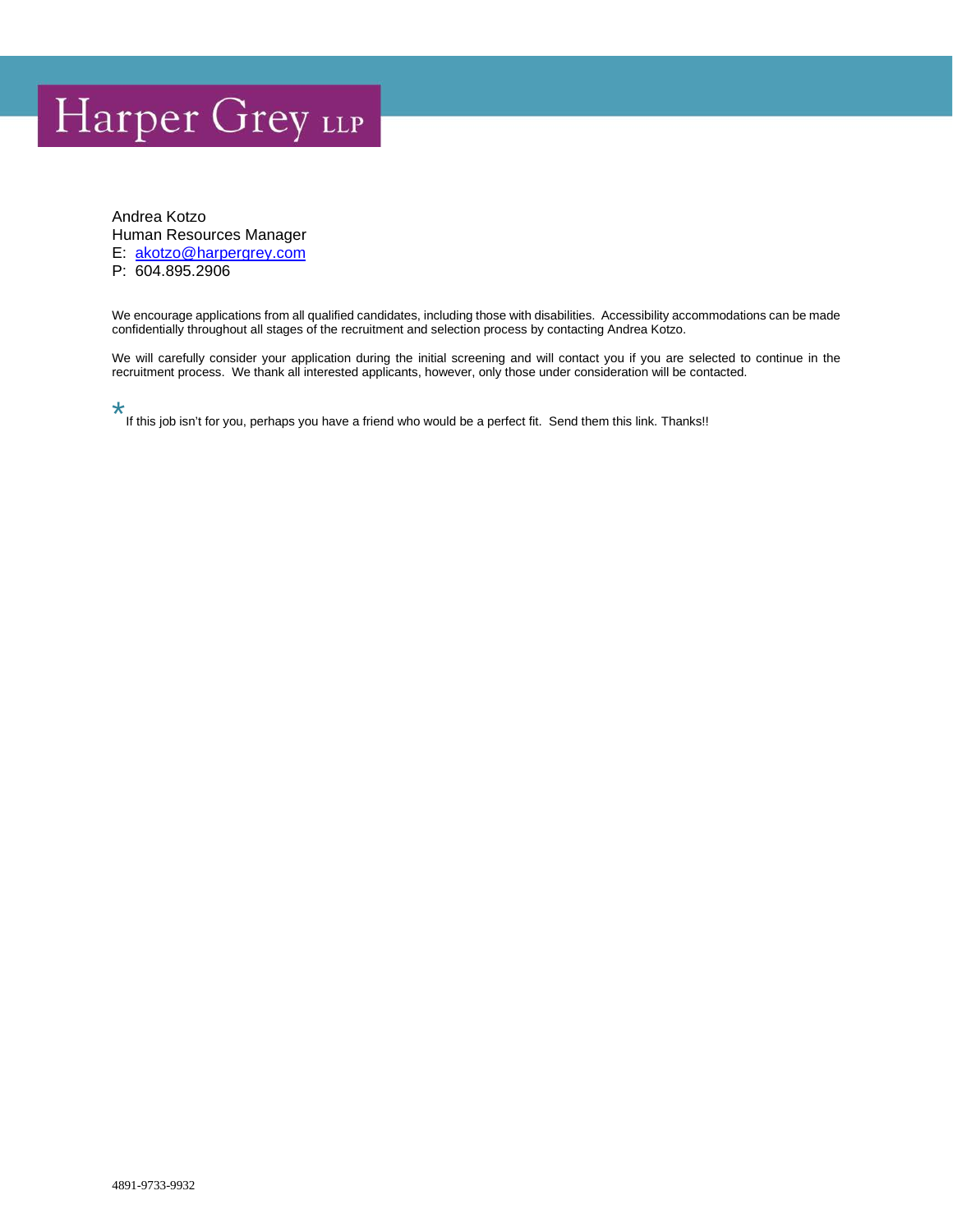Harper Grey LLP

Andrea Kotzo
Human Resources Manager
E: akotzo@harpergrey.com
P: 604.895.2906

We encourage applications from all qualified candidates, including those with disabilities. Accessibility accommodations can be made confidentially throughout all stages of the recruitment and selection process by contacting Andrea Kotzo.

We will carefully consider your application during the initial screening and will contact you if you are selected to continue in the recruitment process. We thank all interested applicants, however, only those under consideration will be contacted.

* If this job isn't for you, perhaps you have a friend who would be a perfect fit. Send them this link. Thanks!!

4891-9733-9932